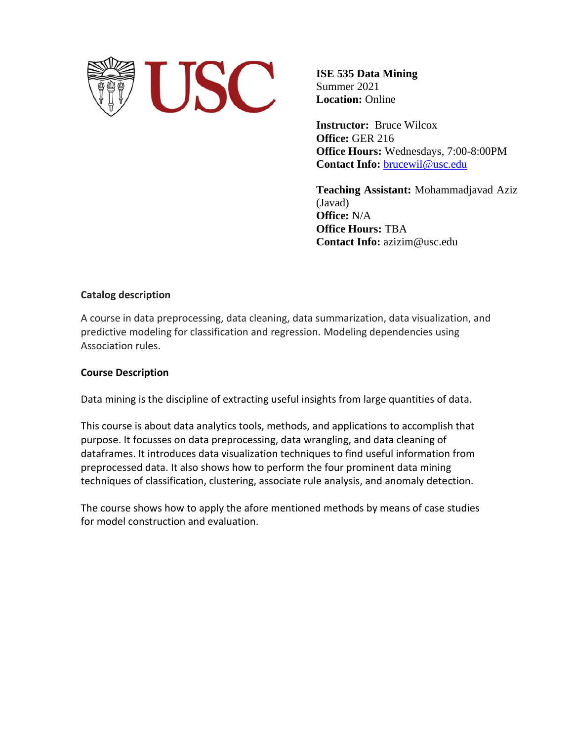**ISE 535 Data Mining**
Summer 2021
**Location:** Online

**Instructor:** Bruce Wilcox
**Office:** GER 216
**Office Hours:** Wednesdays, 7:00-8:00PM
**Contact Info:** brucewil@usc.edu

**Teaching Assistant:** Mohammadjavad Aziz (Javad)
**Office:** N/A
**Office Hours:** TBA
**Contact Info:** azizim@usc.edu

## Catalog description

A course in data preprocessing, data cleaning, data summarization, data visualization, and predictive modeling for classification and regression. Modeling dependencies using Association rules.

## Course Description

Data mining is the discipline of extracting useful insights from large quantities of data.

This course is about data analytics tools, methods, and applications to accomplish that purpose. It focusses on data preprocessing, data wrangling, and data cleaning of dataframes. It introduces data visualization techniques to find useful information from preprocessed data. It also shows how to perform the four prominent data mining techniques of classification, clustering, associate rule analysis, and anomaly detection.

The course shows how to apply the afore mentioned methods by means of case studies for model construction and evaluation.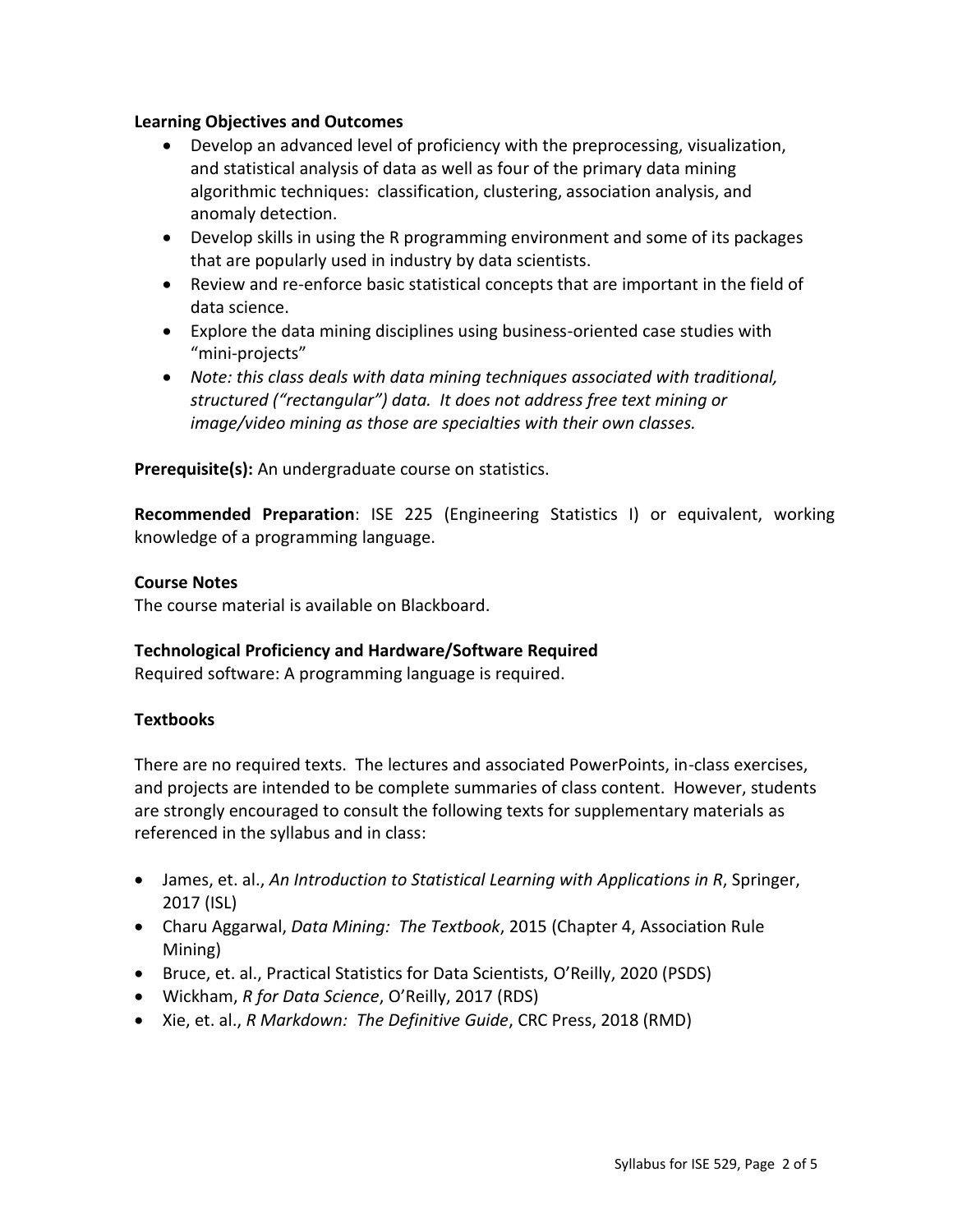**Learning Objectives and Outcomes**

- Develop an advanced level of proficiency with the preprocessing, visualization, and statistical analysis of data as well as four of the primary data mining algorithmic techniques: classification, clustering, association analysis, and anomaly detection.
- Develop skills in using the R programming environment and some of its packages that are popularly used in industry by data scientists.
- Review and re-enforce basic statistical concepts that are important in the field of data science.
- Explore the data mining disciplines using business-oriented case studies with "mini-projects"
- *Note: this class deals with data mining techniques associated with traditional, structured ("rectangular") data. It does not address free text mining or image/video mining as those are specialties with their own classes.*

**Prerequisite(s):** An undergraduate course on statistics.

**Recommended Preparation**: ISE 225 (Engineering Statistics I) or equivalent, working knowledge of a programming language.

**Course Notes**

The course material is available on Blackboard.

**Technological Proficiency and Hardware/Software Required**

Required software: A programming language is required.

**Textbooks**

There are no required texts. The lectures and associated PowerPoints, in-class exercises, and projects are intended to be complete summaries of class content. However, students are strongly encouraged to consult the following texts for supplementary materials as referenced in the syllabus and in class:

- James, et. al., *An Introduction to Statistical Learning with Applications in R*, Springer, 2017 (ISL)
- Charu Aggarwal, *Data Mining: The Textbook*, 2015 (Chapter 4, Association Rule Mining)
- Bruce, et. al., Practical Statistics for Data Scientists, O'Reilly, 2020 (PSDS)
- Wickham, *R for Data Science*, O'Reilly, 2017 (RDS)
- Xie, et. al., *R Markdown: The Definitive Guide*, CRC Press, 2018 (RMD)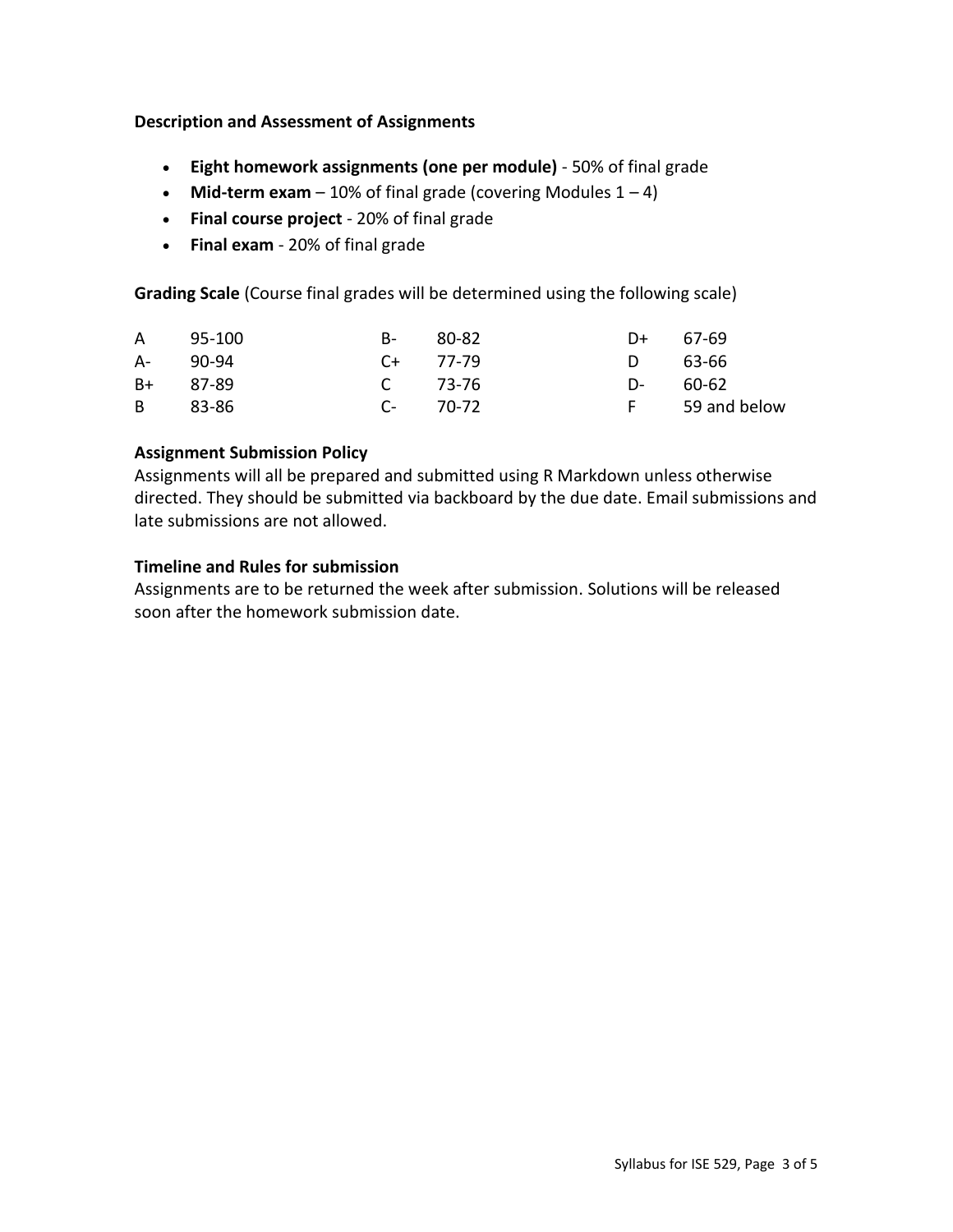**Description and Assessment of Assignments**

- **Eight homework assignments (one per module)** - 50% of final grade
- **Mid-term exam** – 10% of final grade (covering Modules 1 – 4)
- **Final course project** - 20% of final grade
- **Final exam** - 20% of final grade

**Grading Scale** (Course final grades will be determined using the following scale)

| | | | | | |
|---|---|---|---|---|---|
| A | 95-100 | B- | 80-82 | D+ | 67-69 |
| A- | 90-94 | C+ | 77-79 | D | 63-66 |
| B+ | 87-89 | C | 73-76 | D- | 60-62 |
| B | 83-86 | C- | 70-72 | F | 59 and below |

**Assignment Submission Policy**

Assignments will all be prepared and submitted using R Markdown unless otherwise directed. They should be submitted via backboard by the due date. Email submissions and late submissions are not allowed.

**Timeline and Rules for submission**

Assignments are to be returned the week after submission. Solutions will be released soon after the homework submission date.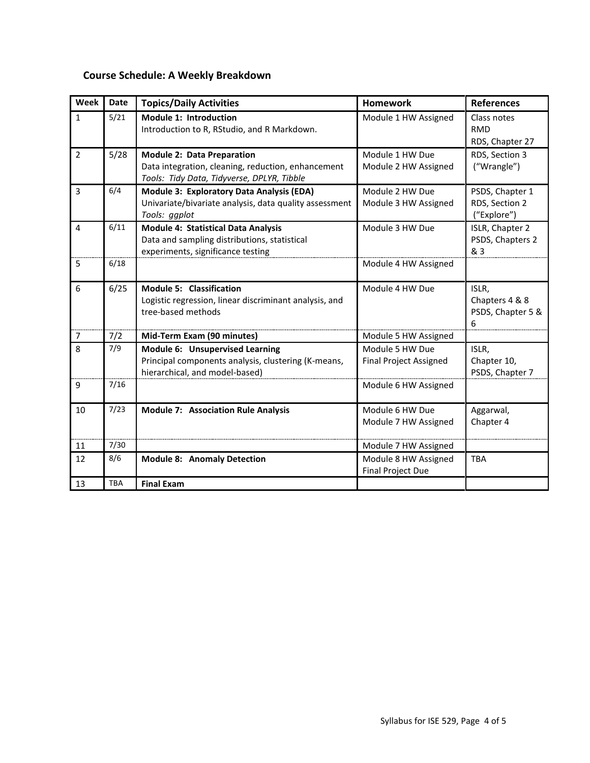## Course Schedule: A Weekly Breakdown

| Week | Date | Topics/Daily Activities | Homework | References |
|---|---|---|---|---|
| 1 | 5/21 | **Module 1: Introduction**<br>Introduction to R, RStudio, and R Markdown. | Module 1 HW Assigned | Class notes<br>RMD<br>RDS, Chapter 27 |
| 2 | 5/28 | **Module 2: Data Preparation**<br>Data integration, cleaning, reduction, enhancement<br>*Tools: Tidy Data, Tidyverse, DPLYR, Tibble* | Module 1 HW Due<br>Module 2 HW Assigned | RDS, Section 3<br>("Wrangle") |
| 3 | 6/4 | **Module 3: Exploratory Data Analysis (EDA)**<br>Univariate/bivariate analysis, data quality assessment<br>*Tools: ggplot* | Module 2 HW Due<br>Module 3 HW Assigned | PSDS, Chapter 1<br>RDS, Section 2<br>("Explore") |
| 4 | 6/11 | **Module 4: Statistical Data Analysis**<br>Data and sampling distributions, statistical experiments, significance testing | Module 3 HW Due | ISLR, Chapter 2<br>PSDS, Chapters 2 & 3 |
| 5 | 6/18 | | Module 4 HW Assigned | |
| 6 | 6/25 | **Module 5: Classification**<br>Logistic regression, linear discriminant analysis, and tree-based methods | Module 4 HW Due | ISLR,<br>Chapters 4 & 8<br>PSDS, Chapter 5 & 6 |
| 7 | 7/2 | **Mid-Term Exam (90 minutes)** | Module 5 HW Assigned | |
| 8 | 7/9 | **Module 6: Unsupervised Learning**<br>Principal components analysis, clustering (K-means, hierarchical, and model-based) | Module 5 HW Due<br>Final Project Assigned | ISLR,<br>Chapter 10,<br>PSDS, Chapter 7 |
| 9 | 7/16 | | Module 6 HW Assigned | |
| 10 | 7/23 | **Module 7: Association Rule Analysis** | Module 6 HW Due<br>Module 7 HW Assigned | Aggarwal,<br>Chapter 4 |
| 11 | 7/30 | | Module 7 HW Assigned | |
| 12 | 8/6 | **Module 8: Anomaly Detection** | Module 8 HW Assigned<br>Final Project Due | TBA |
| 13 | TBA | **Final Exam** | | |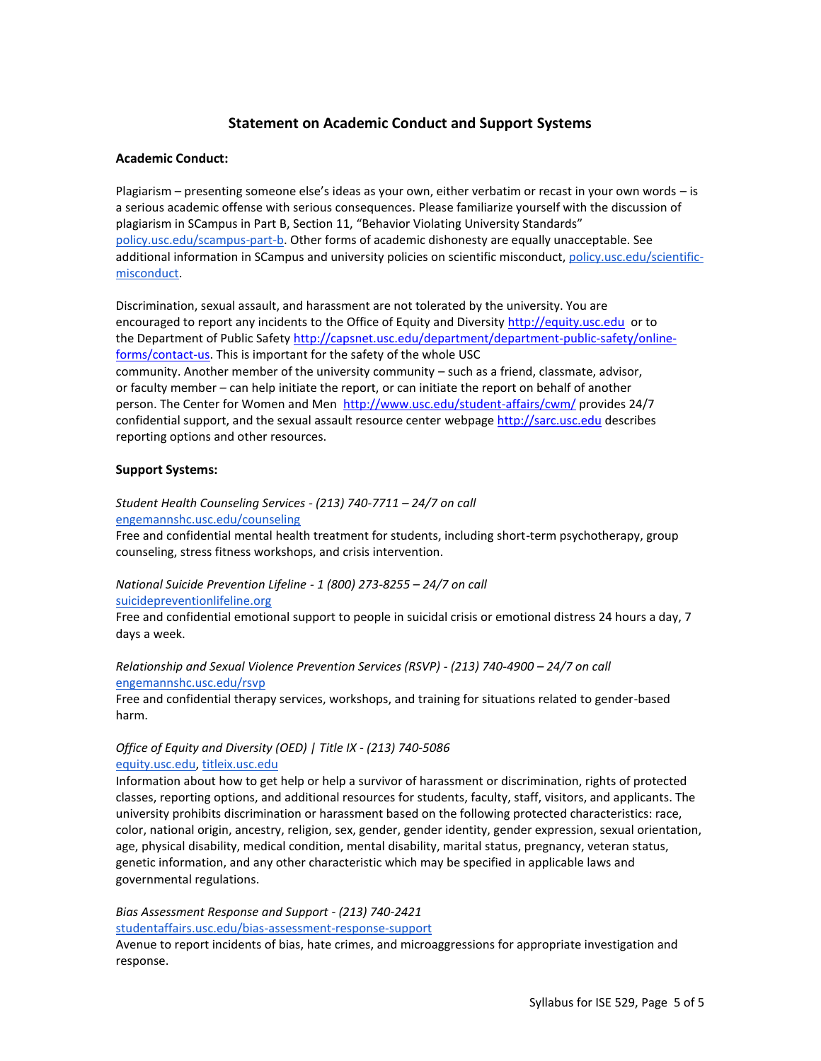## Statement on Academic Conduct and Support Systems

### Academic Conduct:

Plagiarism – presenting someone else's ideas as your own, either verbatim or recast in your own words – is a serious academic offense with serious consequences. Please familiarize yourself with the discussion of plagiarism in SCampus in Part B, Section 11, "Behavior Violating University Standards" policy.usc.edu/scampus-part-b. Other forms of academic dishonesty are equally unacceptable. See additional information in SCampus and university policies on scientific misconduct, policy.usc.edu/scientific-misconduct.

Discrimination, sexual assault, and harassment are not tolerated by the university. You are encouraged to report any incidents to the Office of Equity and Diversity http://equity.usc.edu or to the Department of Public Safety http://capsnet.usc.edu/department/department-public-safety/online-forms/contact-us. This is important for the safety of the whole USC community. Another member of the university community – such as a friend, classmate, advisor, or faculty member – can help initiate the report, or can initiate the report on behalf of another person. The Center for Women and Men http://www.usc.edu/student-affairs/cwm/ provides 24/7 confidential support, and the sexual assault resource center webpage http://sarc.usc.edu describes reporting options and other resources.

### Support Systems:

*Student Health Counseling Services - (213) 740-7711 – 24/7 on call*
engemannshc.usc.edu/counseling
Free and confidential mental health treatment for students, including short-term psychotherapy, group counseling, stress fitness workshops, and crisis intervention.

*National Suicide Prevention Lifeline - 1 (800) 273-8255 – 24/7 on call*
suicidepreventionlifeline.org
Free and confidential emotional support to people in suicidal crisis or emotional distress 24 hours a day, 7 days a week.

*Relationship and Sexual Violence Prevention Services (RSVP) - (213) 740-4900 – 24/7 on call*
engemannshc.usc.edu/rsvp
Free and confidential therapy services, workshops, and training for situations related to gender-based harm.

*Office of Equity and Diversity (OED) | Title IX - (213) 740-5086*
equity.usc.edu, titleix.usc.edu
Information about how to get help or help a survivor of harassment or discrimination, rights of protected classes, reporting options, and additional resources for students, faculty, staff, visitors, and applicants. The university prohibits discrimination or harassment based on the following protected characteristics: race, color, national origin, ancestry, religion, sex, gender, gender identity, gender expression, sexual orientation, age, physical disability, medical condition, mental disability, marital status, pregnancy, veteran status, genetic information, and any other characteristic which may be specified in applicable laws and governmental regulations.

*Bias Assessment Response and Support - (213) 740-2421*
studentaffairs.usc.edu/bias-assessment-response-support
Avenue to report incidents of bias, hate crimes, and microaggressions for appropriate investigation and response.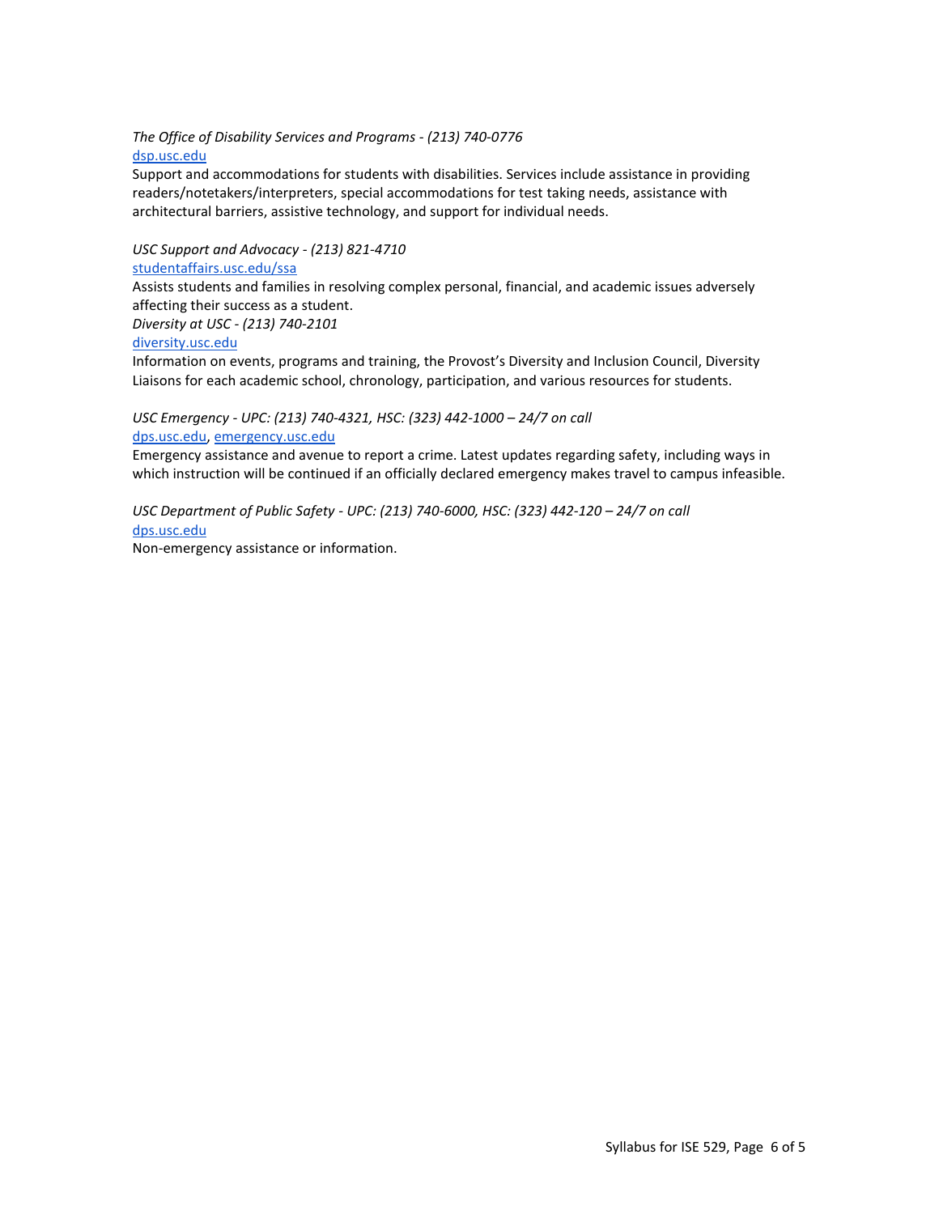*The Office of Disability Services and Programs - (213) 740-0776*
dsp.usc.edu
Support and accommodations for students with disabilities. Services include assistance in providing readers/notetakers/interpreters, special accommodations for test taking needs, assistance with architectural barriers, assistive technology, and support for individual needs.

*USC Support and Advocacy - (213) 821-4710*
studentaffairs.usc.edu/ssa
Assists students and families in resolving complex personal, financial, and academic issues adversely affecting their success as a student.

*Diversity at USC - (213) 740-2101*
diversity.usc.edu
Information on events, programs and training, the Provost's Diversity and Inclusion Council, Diversity Liaisons for each academic school, chronology, participation, and various resources for students.

*USC Emergency - UPC: (213) 740-4321, HSC: (323) 442-1000 – 24/7 on call*
dps.usc.edu, emergency.usc.edu
Emergency assistance and avenue to report a crime. Latest updates regarding safety, including ways in which instruction will be continued if an officially declared emergency makes travel to campus infeasible.

*USC Department of Public Safety - UPC: (213) 740-6000, HSC: (323) 442-120 – 24/7 on call*
dps.usc.edu
Non-emergency assistance or information.